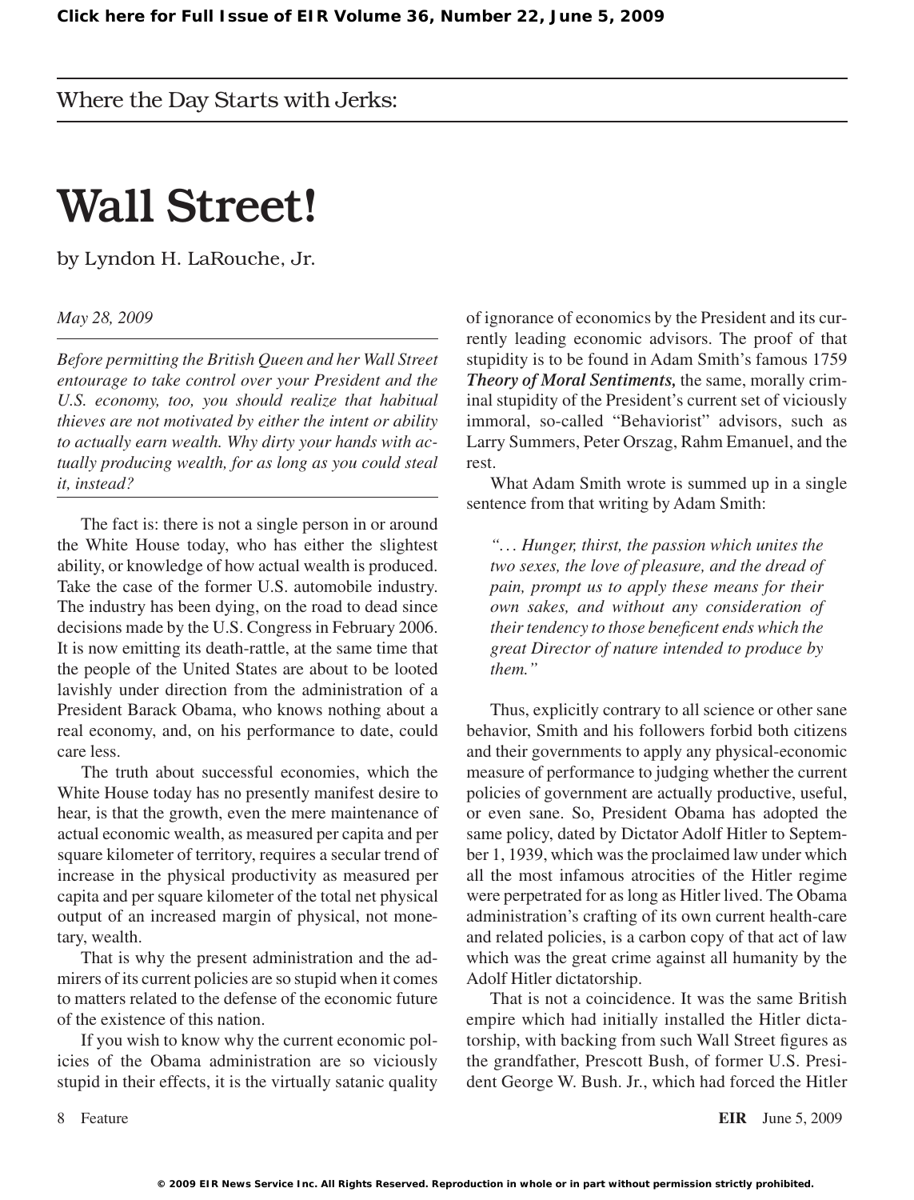Where the Day Starts with Jerks:

# Wall Street!

by Lyndon H. LaRouche, Jr.

*May 28, 2009*

*Before permitting the British Queen and her Wall Street entourage to take control over your President and the U.S. economy, too, you should realize that habitual thieves are not motivated by either the intent or ability to actually earn wealth. Why dirty your hands with actually producing wealth, for as long as you could steal it, instead?*

The fact is: there is not a single person in or around the White House today, who has either the slightest ability, or knowledge of how actual wealth is produced. Take the case of the former U.S. automobile industry. The industry has been dying, on the road to dead since decisions made by the U.S. Congress in February 2006. It is now emitting its death-rattle, at the same time that the people of the United States are about to be looted lavishly under direction from the administration of a President Barack Obama, who knows nothing about a real economy, and, on his performance to date, could care less.

The truth about successful economies, which the White House today has no presently manifest desire to hear, is that the growth, even the mere maintenance of actual economic wealth, as measured per capita and per square kilometer of territory, requires a secular trend of increase in the physical productivity as measured per capita and per square kilometer of the total net physical output of an increased margin of physical, not monetary, wealth.

That is why the present administration and the admirers of its current policies are so stupid when it comes to matters related to the defense of the economic future of the existence of this nation.

If you wish to know why the current economic policies of the Obama administration are so viciously stupid in their effects, it is the virtually satanic quality of ignorance of economics by the President and its currently leading economic advisors. The proof of that stupidity is to be found in Adam Smith's famous 1759 ***Theory of Moral Sentiments,*** the same, morally criminal stupidity of the President's current set of viciously immoral, so-called "Behaviorist" advisors, such as Larry Summers, Peter Orszag, Rahm Emanuel, and the rest.

What Adam Smith wrote is summed up in a single sentence from that writing by Adam Smith:

> *"... Hunger, thirst, the passion which unites the two sexes, the love of pleasure, and the dread of pain, prompt us to apply these means for their own sakes, and without any consideration of their tendency to those beneficent ends which the great Director of nature intended to produce by them."*

Thus, explicitly contrary to all science or other sane behavior, Smith and his followers forbid both citizens and their governments to apply any physical-economic measure of performance to judging whether the current policies of government are actually productive, useful, or even sane. So, President Obama has adopted the same policy, dated by Dictator Adolf Hitler to September 1, 1939, which was the proclaimed law under which all the most infamous atrocities of the Hitler regime were perpetrated for as long as Hitler lived. The Obama administration's crafting of its own current health-care and related policies, is a carbon copy of that act of law which was the great crime against all humanity by the Adolf Hitler dictatorship.

That is not a coincidence. It was the same British empire which had initially installed the Hitler dictatorship, with backing from such Wall Street figures as the grandfather, Prescott Bush, of former U.S. President George W. Bush. Jr., which had forced the Hitler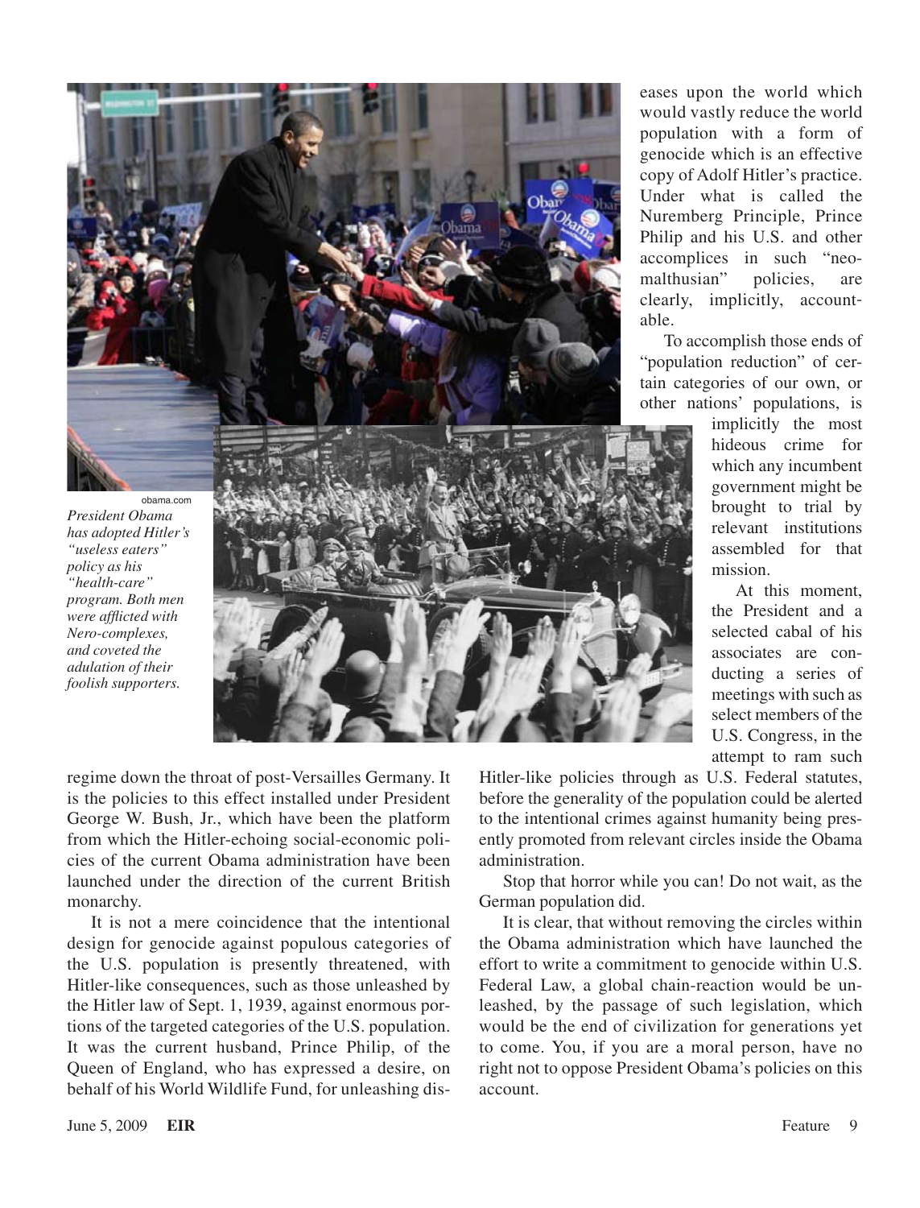eases upon the world which would vastly reduce the world population with a form of genocide which is an effective copy of Adolf Hitler's practice. Under what is called the Nuremberg Principle, Prince Philip and his U.S. and other accomplices in such "neo-malthusian" policies, are clearly, implicitly, accountable.

To accomplish those ends of "population reduction" of certain categories of our own, or other nations' populations, is implicitly the most hideous crime for which any incumbent government might be brought to trial by relevant institutions assembled for that mission.

At this moment, the President and a selected cabal of his associates are conducting a series of meetings with such as select members of the U.S. Congress, in the attempt to ram such Hitler-like policies through as U.S. Federal statutes, before the generality of the population could be alerted to the intentional crimes against humanity being presently promoted from relevant circles inside the Obama administration.

Stop that horror while you can! Do not wait, as the German population did.

It is clear, that without removing the circles within the Obama administration which have launched the effort to write a commitment to genocide within U.S. Federal Law, a global chain-reaction would be unleashed, by the passage of such legislation, which would be the end of civilization for generations yet to come. You, if you are a moral person, have no right not to oppose President Obama's policies on this account.

obama.com

*President Obama has adopted Hitler's "useless eaters" policy as his "health-care" program. Both men were afflicted with Nero-complexes, and coveted the adulation of their foolish supporters.*

regime down the throat of post-Versailles Germany. It is the policies to this effect installed under President George W. Bush, Jr., which have been the platform from which the Hitler-echoing social-economic policies of the current Obama administration have been launched under the direction of the current British monarchy.

It is not a mere coincidence that the intentional design for genocide against populous categories of the U.S. population is presently threatened, with Hitler-like consequences, such as those unleashed by the Hitler law of Sept. 1, 1939, against enormous portions of the targeted categories of the U.S. population. It was the current husband, Prince Philip, of the Queen of England, who has expressed a desire, on behalf of his World Wildlife Fund, for unleashing dis-